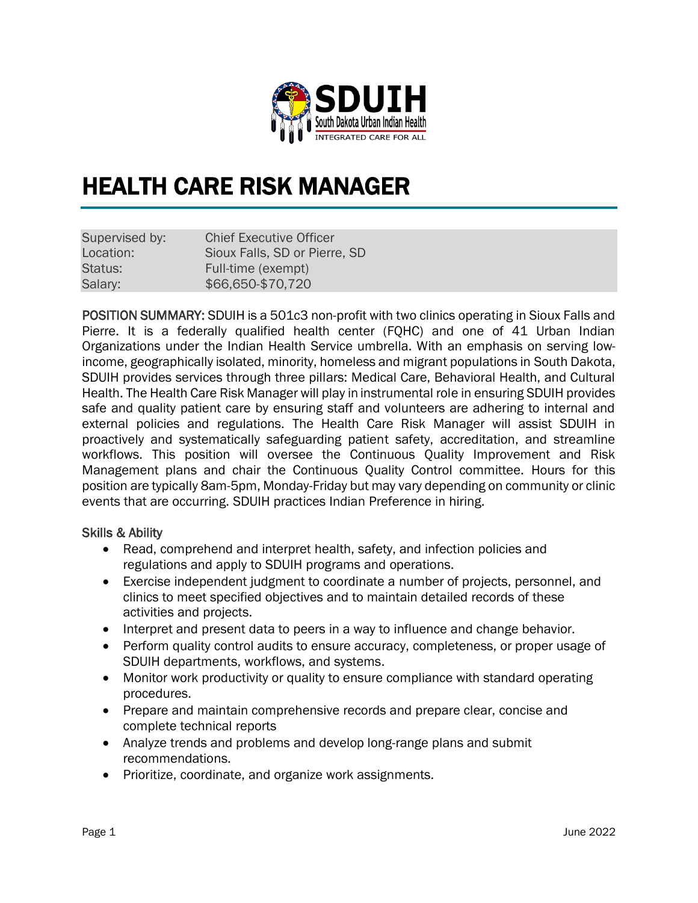# HEALTH CARE RISK MANAGER

| | |
|---|---|
| Supervised by: | Chief Executive Officer |
| Location: | Sioux Falls, SD or Pierre, SD |
| Status: | Full-time (exempt) |
| Salary: | $66,650-$70,720 |

**POSITION SUMMARY:** SDUIH is a 501c3 non-profit with two clinics operating in Sioux Falls and Pierre. It is a federally qualified health center (FQHC) and one of 41 Urban Indian Organizations under the Indian Health Service umbrella. With an emphasis on serving low-income, geographically isolated, minority, homeless and migrant populations in South Dakota, SDUIH provides services through three pillars: Medical Care, Behavioral Health, and Cultural Health. The Health Care Risk Manager will play in instrumental role in ensuring SDUIH provides safe and quality patient care by ensuring staff and volunteers are adhering to internal and external policies and regulations. The Health Care Risk Manager will assist SDUIH in proactively and systematically safeguarding patient safety, accreditation, and streamline workflows. This position will oversee the Continuous Quality Improvement and Risk Management plans and chair the Continuous Quality Control committee. Hours for this position are typically 8am-5pm, Monday-Friday but may vary depending on community or clinic events that are occurring. SDUIH practices Indian Preference in hiring.

## Skills & Ability

- Read, comprehend and interpret health, safety, and infection policies and regulations and apply to SDUIH programs and operations.
- Exercise independent judgment to coordinate a number of projects, personnel, and clinics to meet specified objectives and to maintain detailed records of these activities and projects.
- Interpret and present data to peers in a way to influence and change behavior.
- Perform quality control audits to ensure accuracy, completeness, or proper usage of SDUIH departments, workflows, and systems.
- Monitor work productivity or quality to ensure compliance with standard operating procedures.
- Prepare and maintain comprehensive records and prepare clear, concise and complete technical reports
- Analyze trends and problems and develop long-range plans and submit recommendations.
- Prioritize, coordinate, and organize work assignments.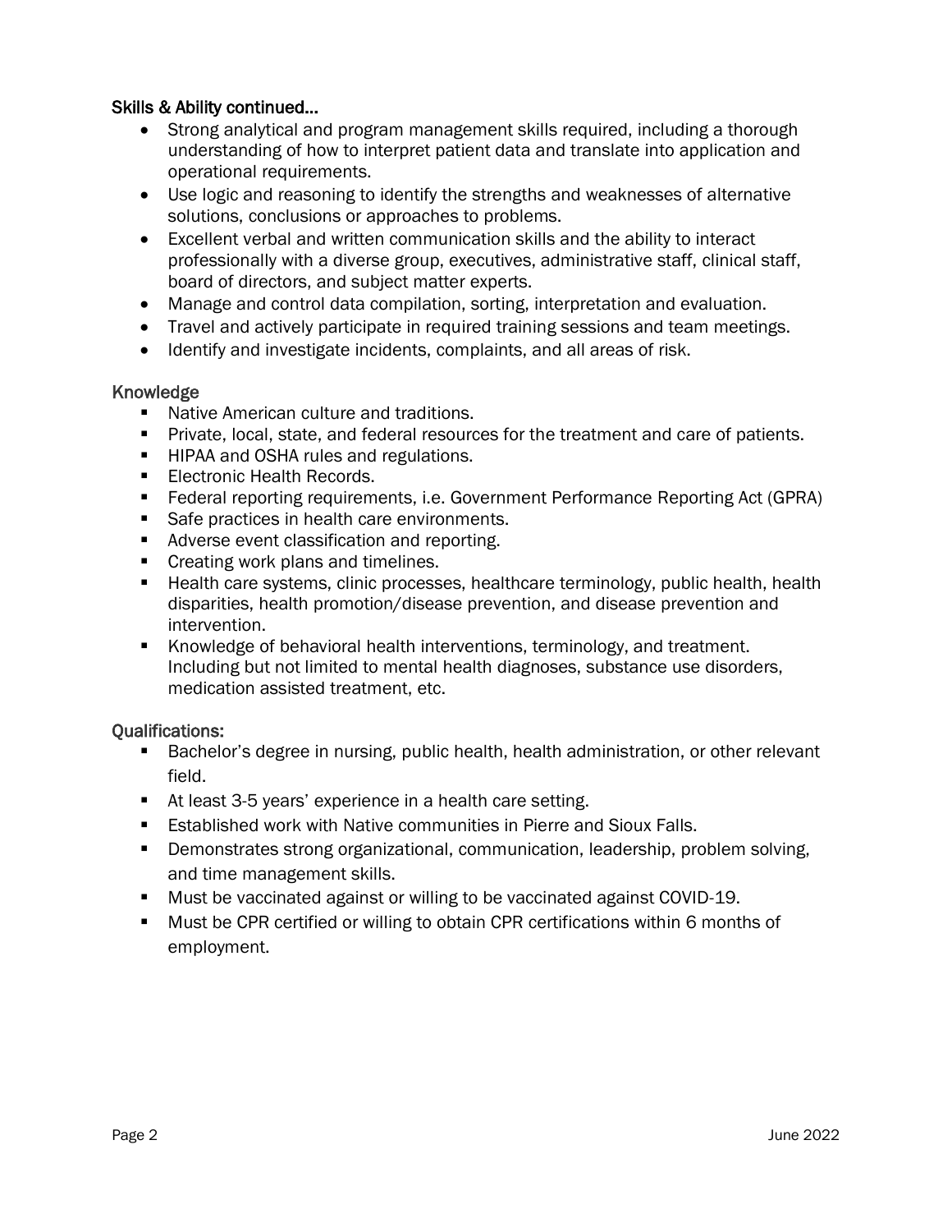### Skills & Ability continued…

- Strong analytical and program management skills required, including a thorough understanding of how to interpret patient data and translate into application and operational requirements.
- Use logic and reasoning to identify the strengths and weaknesses of alternative solutions, conclusions or approaches to problems.
- Excellent verbal and written communication skills and the ability to interact professionally with a diverse group, executives, administrative staff, clinical staff, board of directors, and subject matter experts.
- Manage and control data compilation, sorting, interpretation and evaluation.
- Travel and actively participate in required training sessions and team meetings.
- Identify and investigate incidents, complaints, and all areas of risk.

### Knowledge

- Native American culture and traditions.
- Private, local, state, and federal resources for the treatment and care of patients.
- HIPAA and OSHA rules and regulations.
- Electronic Health Records.
- Federal reporting requirements, i.e. Government Performance Reporting Act (GPRA)
- Safe practices in health care environments.
- Adverse event classification and reporting.
- Creating work plans and timelines.
- Health care systems, clinic processes, healthcare terminology, public health, health disparities, health promotion/disease prevention, and disease prevention and intervention.
- Knowledge of behavioral health interventions, terminology, and treatment. Including but not limited to mental health diagnoses, substance use disorders, medication assisted treatment, etc.

### Qualifications:

- Bachelor's degree in nursing, public health, health administration, or other relevant field.
- At least 3-5 years' experience in a health care setting.
- Established work with Native communities in Pierre and Sioux Falls.
- Demonstrates strong organizational, communication, leadership, problem solving, and time management skills.
- Must be vaccinated against or willing to be vaccinated against COVID-19.
- Must be CPR certified or willing to obtain CPR certifications within 6 months of employment.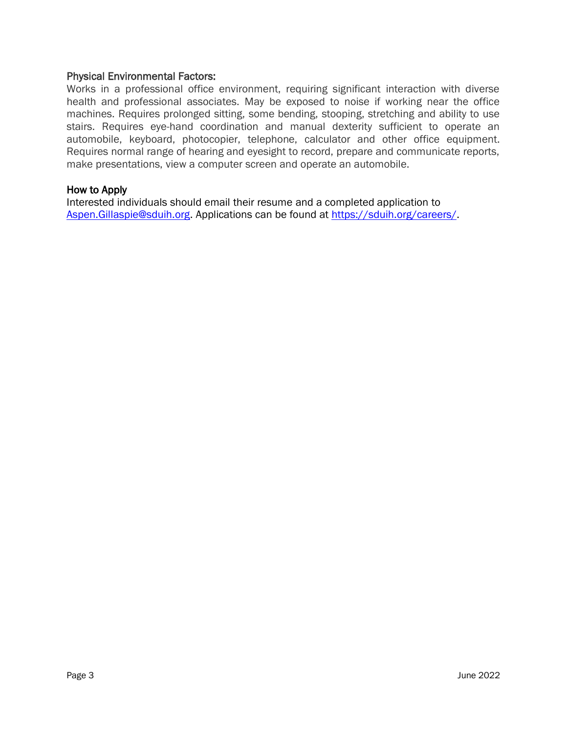## Physical Environmental Factors:

Works in a professional office environment, requiring significant interaction with diverse health and professional associates. May be exposed to noise if working near the office machines. Requires prolonged sitting, some bending, stooping, stretching and ability to use stairs. Requires eye-hand coordination and manual dexterity sufficient to operate an automobile, keyboard, photocopier, telephone, calculator and other office equipment. Requires normal range of hearing and eyesight to record, prepare and communicate reports, make presentations, view a computer screen and operate an automobile.

## How to Apply

Interested individuals should email their resume and a completed application to [Aspen.Gillaspie@sduih.org](mailto:Aspen.Gillaspie@sduih.org). Applications can be found at [https://sduih.org/careers/](https://sduih.org/careers/).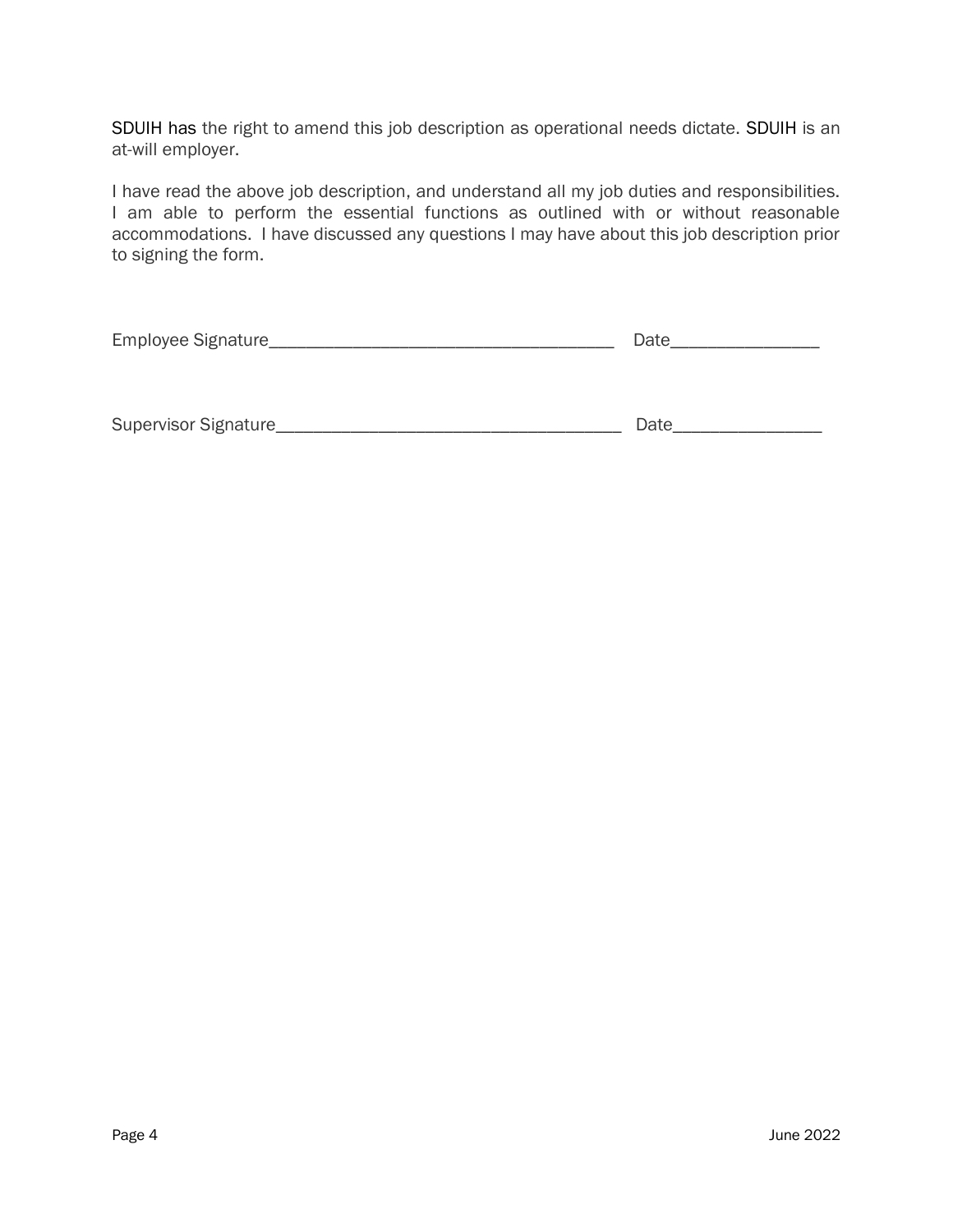SDUIH has the right to amend this job description as operational needs dictate. SDUIH is an at-will employer.

I have read the above job description, and understand all my job duties and responsibilities. I am able to perform the essential functions as outlined with or without reasonable accommodations. I have discussed any questions I may have about this job description prior to signing the form.

Employee Signature______________________________________ Date________________

Supervisor Signature______________________________________ Date________________